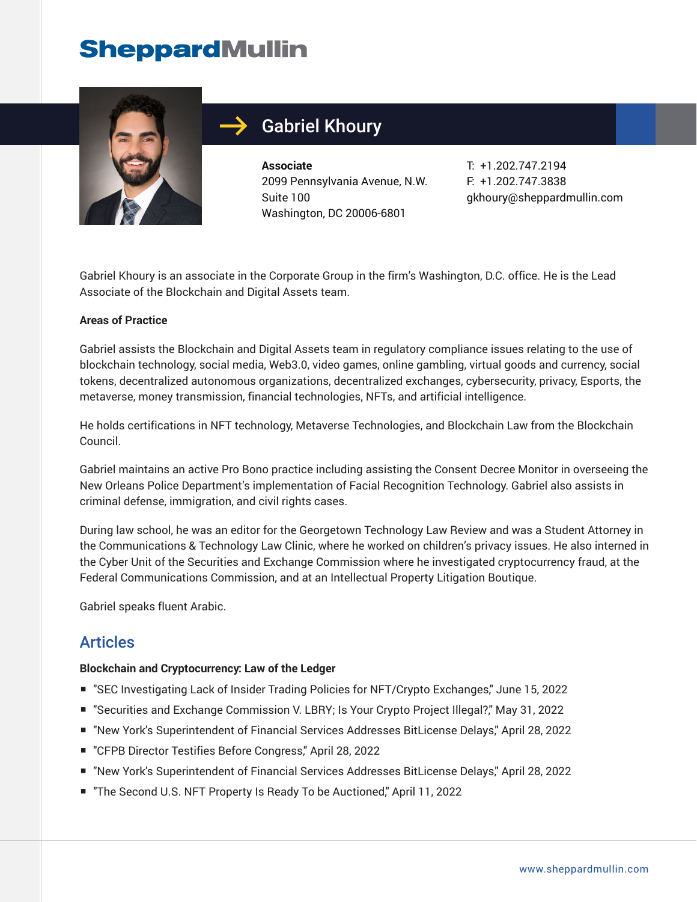# Gabriel Khoury

**Associate**
2099 Pennsylvania Avenue, N.W.
Suite 100
Washington, DC 20006-6801

T: +1.202.747.2194
F: +1.202.747.3838
gkhoury@sheppardmullin.com

Gabriel Khoury is an associate in the Corporate Group in the firm's Washington, D.C. office. He is the Lead Associate of the Blockchain and Digital Assets team.

**Areas of Practice**

Gabriel assists the Blockchain and Digital Assets team in regulatory compliance issues relating to the use of blockchain technology, social media, Web3.0, video games, online gambling, virtual goods and currency, social tokens, decentralized autonomous organizations, decentralized exchanges, cybersecurity, privacy, Esports, the metaverse, money transmission, financial technologies, NFTs, and artificial intelligence.

He holds certifications in NFT technology, Metaverse Technologies, and Blockchain Law from the Blockchain Council.

Gabriel maintains an active Pro Bono practice including assisting the Consent Decree Monitor in overseeing the New Orleans Police Department's implementation of Facial Recognition Technology. Gabriel also assists in criminal defense, immigration, and civil rights cases.

During law school, he was an editor for the Georgetown Technology Law Review and was a Student Attorney in the Communications & Technology Law Clinic, where he worked on children's privacy issues. He also interned in the Cyber Unit of the Securities and Exchange Commission where he investigated cryptocurrency fraud, at the Federal Communications Commission, and at an Intellectual Property Litigation Boutique.

Gabriel speaks fluent Arabic.

## Articles

**Blockchain and Cryptocurrency: Law of the Ledger**

- "SEC Investigating Lack of Insider Trading Policies for NFT/Crypto Exchanges," June 15, 2022
- "Securities and Exchange Commission V. LBRY; Is Your Crypto Project Illegal?," May 31, 2022
- "New York's Superintendent of Financial Services Addresses BitLicense Delays," April 28, 2022
- "CFPB Director Testifies Before Congress," April 28, 2022
- "New York's Superintendent of Financial Services Addresses BitLicense Delays," April 28, 2022
- "The Second U.S. NFT Property Is Ready To be Auctioned," April 11, 2022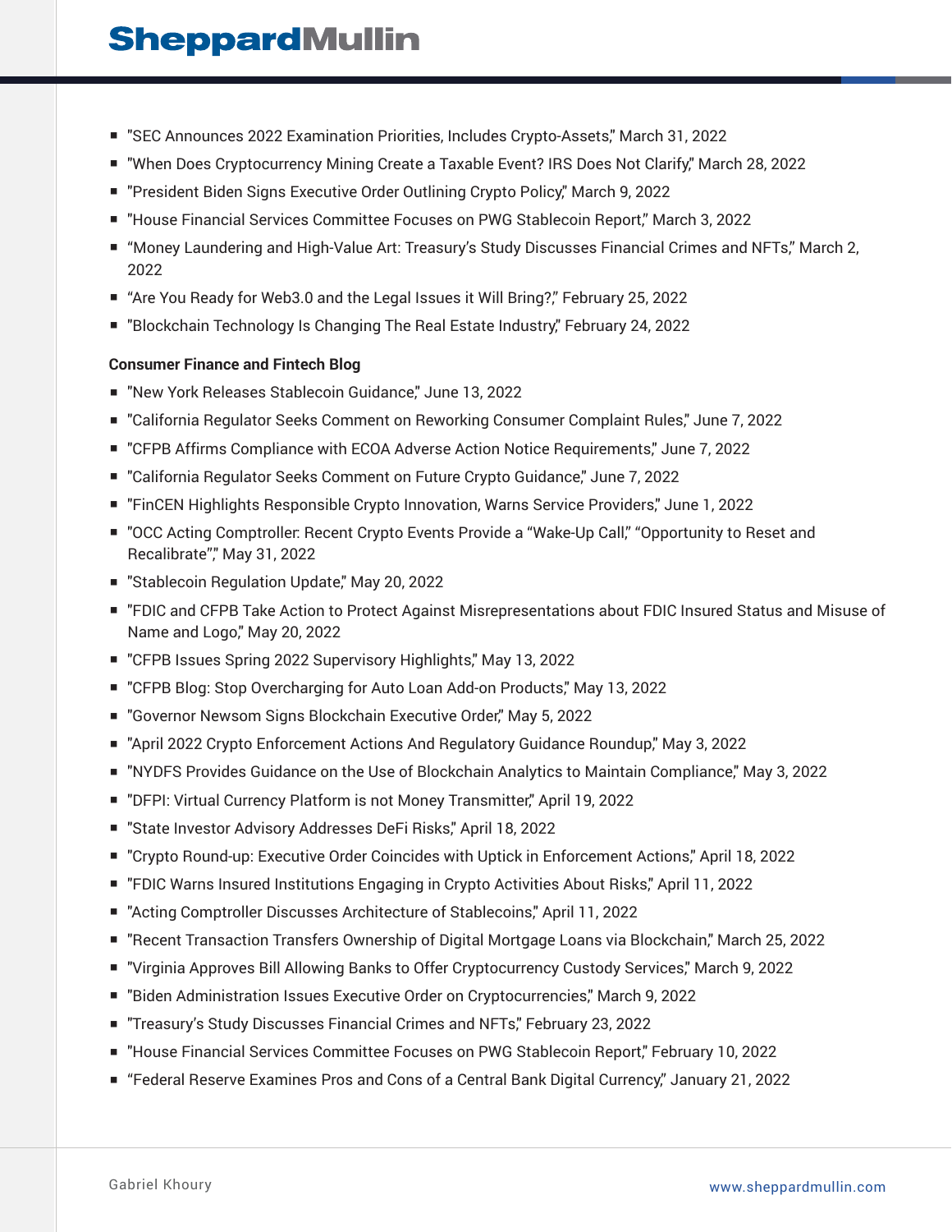- "SEC Announces 2022 Examination Priorities, Includes Crypto-Assets," March 31, 2022
- "When Does Cryptocurrency Mining Create a Taxable Event? IRS Does Not Clarify," March 28, 2022
- "President Biden Signs Executive Order Outlining Crypto Policy," March 9, 2022
- "House Financial Services Committee Focuses on PWG Stablecoin Report," March 3, 2022
- "Money Laundering and High-Value Art: Treasury's Study Discusses Financial Crimes and NFTs," March 2, 2022
- "Are You Ready for Web3.0 and the Legal Issues it Will Bring?," February 25, 2022
- "Blockchain Technology Is Changing The Real Estate Industry," February 24, 2022

**Consumer Finance and Fintech Blog**

- "New York Releases Stablecoin Guidance," June 13, 2022
- "California Regulator Seeks Comment on Reworking Consumer Complaint Rules," June 7, 2022
- "CFPB Affirms Compliance with ECOA Adverse Action Notice Requirements," June 7, 2022
- "California Regulator Seeks Comment on Future Crypto Guidance," June 7, 2022
- "FinCEN Highlights Responsible Crypto Innovation, Warns Service Providers," June 1, 2022
- "OCC Acting Comptroller: Recent Crypto Events Provide a "Wake-Up Call," "Opportunity to Reset and Recalibrate"," May 31, 2022
- "Stablecoin Regulation Update," May 20, 2022
- "FDIC and CFPB Take Action to Protect Against Misrepresentations about FDIC Insured Status and Misuse of Name and Logo," May 20, 2022
- "CFPB Issues Spring 2022 Supervisory Highlights," May 13, 2022
- "CFPB Blog: Stop Overcharging for Auto Loan Add-on Products," May 13, 2022
- "Governor Newsom Signs Blockchain Executive Order," May 5, 2022
- "April 2022 Crypto Enforcement Actions And Regulatory Guidance Roundup," May 3, 2022
- "NYDFS Provides Guidance on the Use of Blockchain Analytics to Maintain Compliance," May 3, 2022
- "DFPI: Virtual Currency Platform is not Money Transmitter," April 19, 2022
- "State Investor Advisory Addresses DeFi Risks," April 18, 2022
- "Crypto Round-up: Executive Order Coincides with Uptick in Enforcement Actions," April 18, 2022
- "FDIC Warns Insured Institutions Engaging in Crypto Activities About Risks," April 11, 2022
- "Acting Comptroller Discusses Architecture of Stablecoins," April 11, 2022
- "Recent Transaction Transfers Ownership of Digital Mortgage Loans via Blockchain," March 25, 2022
- "Virginia Approves Bill Allowing Banks to Offer Cryptocurrency Custody Services," March 9, 2022
- "Biden Administration Issues Executive Order on Cryptocurrencies," March 9, 2022
- "Treasury's Study Discusses Financial Crimes and NFTs," February 23, 2022
- "House Financial Services Committee Focuses on PWG Stablecoin Report," February 10, 2022
- "Federal Reserve Examines Pros and Cons of a Central Bank Digital Currency," January 21, 2022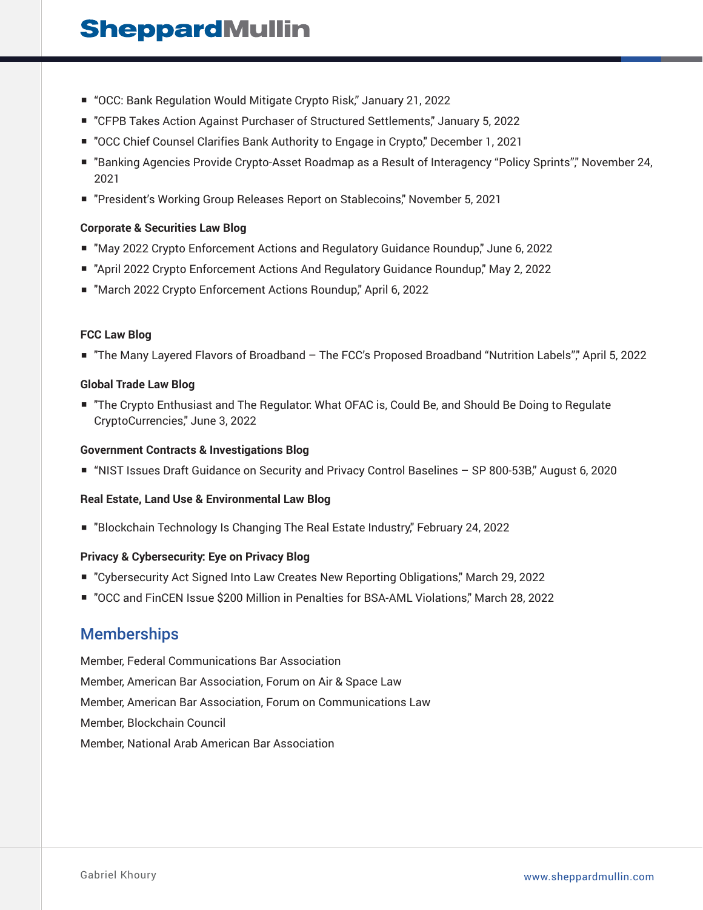- “OCC: Bank Regulation Would Mitigate Crypto Risk,” January 21, 2022
- "CFPB Takes Action Against Purchaser of Structured Settlements," January 5, 2022
- "OCC Chief Counsel Clarifies Bank Authority to Engage in Crypto," December 1, 2021
- "Banking Agencies Provide Crypto-Asset Roadmap as a Result of Interagency “Policy Sprints”," November 24, 2021
- "President’s Working Group Releases Report on Stablecoins," November 5, 2021

**Corporate & Securities Law Blog**

- "May 2022 Crypto Enforcement Actions and Regulatory Guidance Roundup," June 6, 2022
- "April 2022 Crypto Enforcement Actions And Regulatory Guidance Roundup," May 2, 2022
- "March 2022 Crypto Enforcement Actions Roundup," April 6, 2022

**FCC Law Blog**

- "The Many Layered Flavors of Broadband – The FCC’s Proposed Broadband “Nutrition Labels”," April 5, 2022

**Global Trade Law Blog**

- "The Crypto Enthusiast and The Regulator: What OFAC is, Could Be, and Should Be Doing to Regulate CryptoCurrencies," June 3, 2022

**Government Contracts & Investigations Blog**

- “NIST Issues Draft Guidance on Security and Privacy Control Baselines – SP 800-53B," August 6, 2020

**Real Estate, Land Use & Environmental Law Blog**

- "Blockchain Technology Is Changing The Real Estate Industry," February 24, 2022

**Privacy & Cybersecurity: Eye on Privacy Blog**

- "Cybersecurity Act Signed Into Law Creates New Reporting Obligations," March 29, 2022
- "OCC and FinCEN Issue $200 Million in Penalties for BSA-AML Violations," March 28, 2022

## Memberships

Member, Federal Communications Bar Association

Member, American Bar Association, Forum on Air & Space Law

Member, American Bar Association, Forum on Communications Law

Member, Blockchain Council

Member, National Arab American Bar Association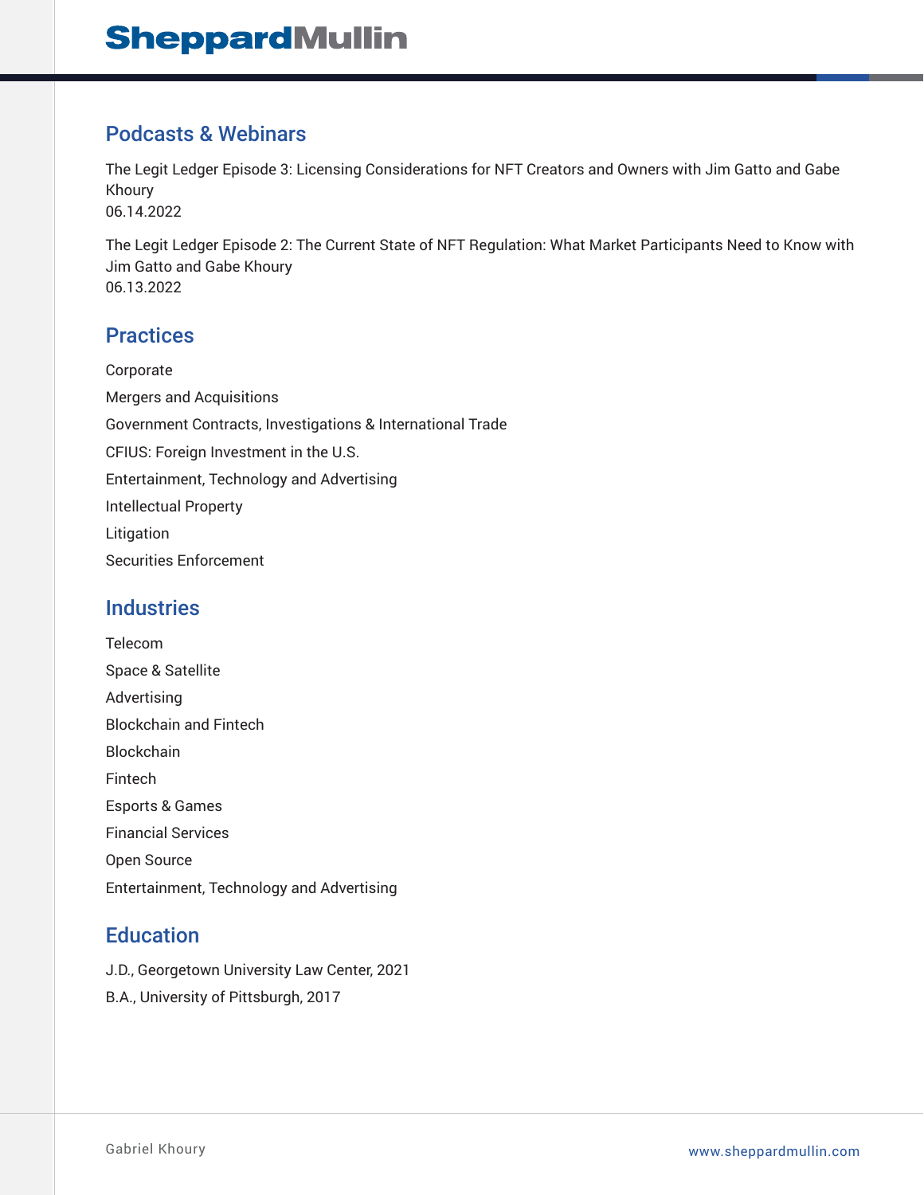## Podcasts & Webinars

The Legit Ledger Episode 3: Licensing Considerations for NFT Creators and Owners with Jim Gatto and Gabe Khoury
06.14.2022

The Legit Ledger Episode 2: The Current State of NFT Regulation: What Market Participants Need to Know with Jim Gatto and Gabe Khoury
06.13.2022

## Practices

Corporate

Mergers and Acquisitions

Government Contracts, Investigations & International Trade

CFIUS: Foreign Investment in the U.S.

Entertainment, Technology and Advertising

Intellectual Property

Litigation

Securities Enforcement

## Industries

Telecom

Space & Satellite

Advertising

Blockchain and Fintech

Blockchain

Fintech

Esports & Games

Financial Services

Open Source

Entertainment, Technology and Advertising

## Education

J.D., Georgetown University Law Center, 2021

B.A., University of Pittsburgh, 2017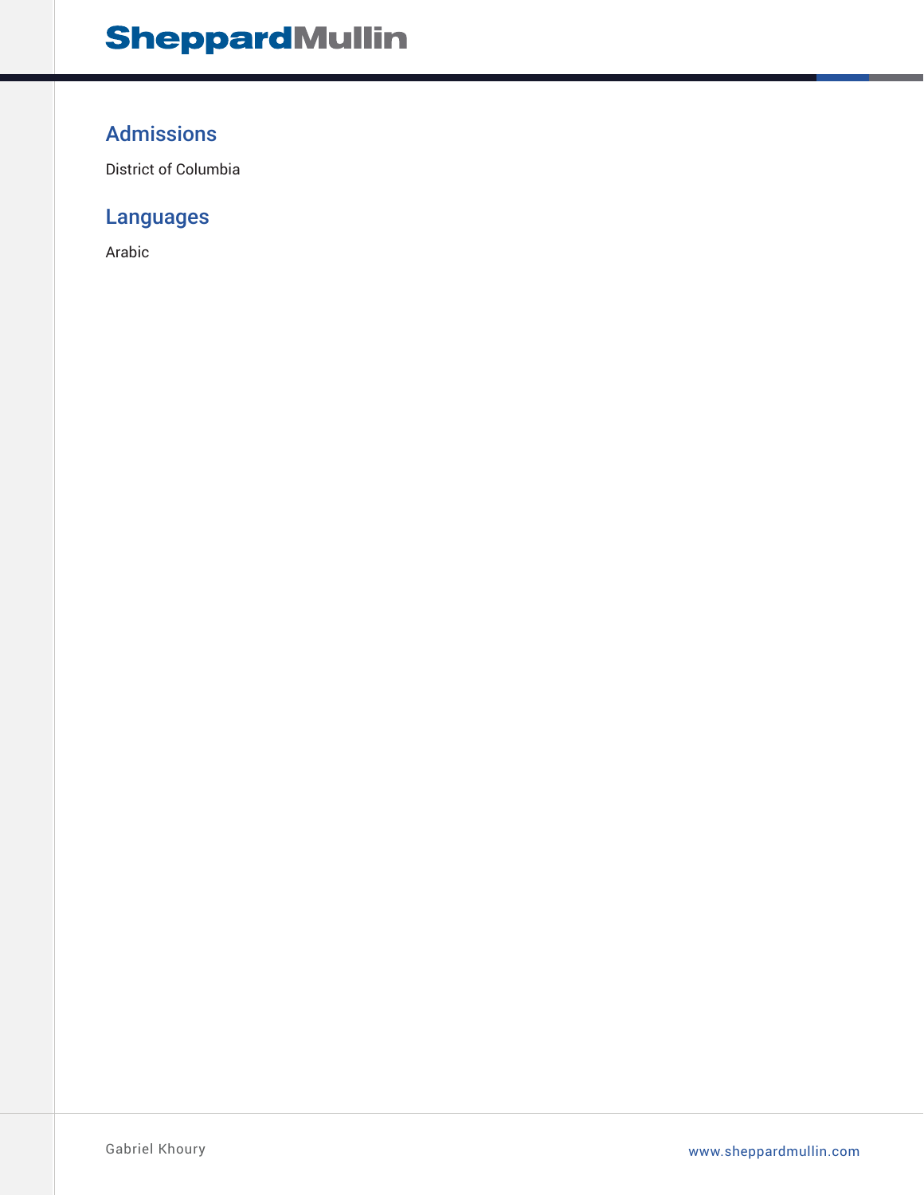## Admissions

District of Columbia

## Languages

Arabic